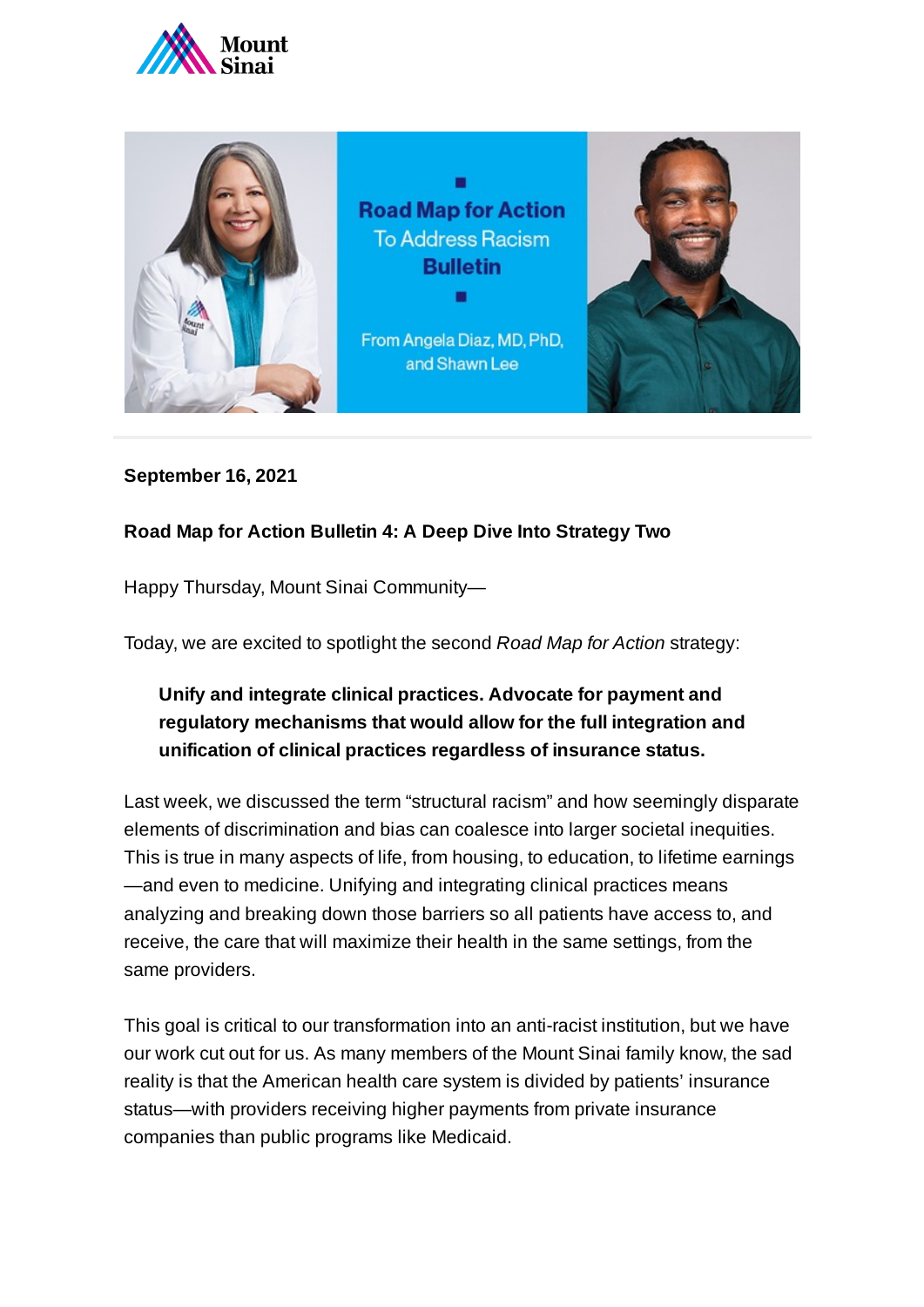Mount Sinai

**Road Map for Action**
To Address Racism
**Bulletin**

From Angela Diaz, MD, PhD, and Shawn Lee

**September 16, 2021**

**Road Map for Action Bulletin 4: A Deep Dive Into Strategy Two**

Happy Thursday, Mount Sinai Community—

Today, we are excited to spotlight the second *Road Map for Action* strategy:

> **Unify and integrate clinical practices. Advocate for payment and regulatory mechanisms that would allow for the full integration and unification of clinical practices regardless of insurance status.**

Last week, we discussed the term "structural racism" and how seemingly disparate elements of discrimination and bias can coalesce into larger societal inequities. This is true in many aspects of life, from housing, to education, to lifetime earnings—and even to medicine. Unifying and integrating clinical practices means analyzing and breaking down those barriers so all patients have access to, and receive, the care that will maximize their health in the same settings, from the same providers.

This goal is critical to our transformation into an anti-racist institution, but we have our work cut out for us. As many members of the Mount Sinai family know, the sad reality is that the American health care system is divided by patients' insurance status—with providers receiving higher payments from private insurance companies than public programs like Medicaid.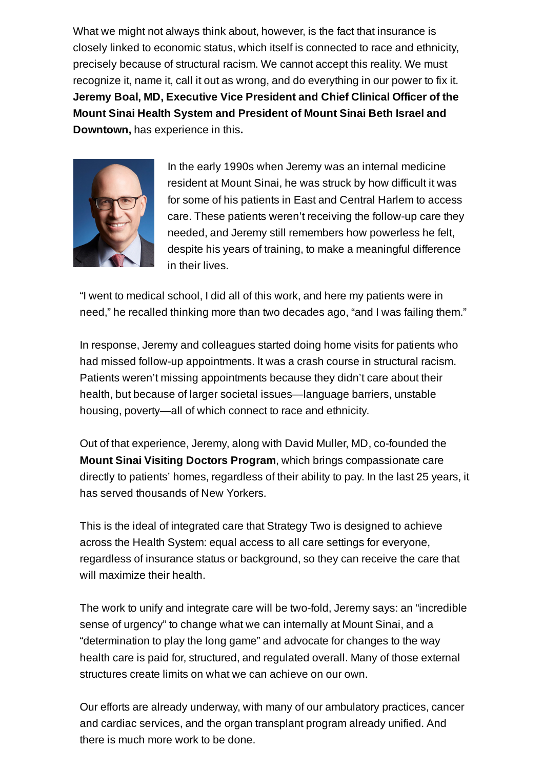What we might not always think about, however, is the fact that insurance is closely linked to economic status, which itself is connected to race and ethnicity, precisely because of structural racism. We cannot accept this reality. We must recognize it, name it, call it out as wrong, and do everything in our power to fix it. **Jeremy Boal, MD, Executive Vice President and Chief Clinical Officer of the Mount Sinai Health System and President of Mount Sinai Beth Israel and Downtown,** has experience in this**.**

In the early 1990s when Jeremy was an internal medicine resident at Mount Sinai, he was struck by how difficult it was for some of his patients in East and Central Harlem to access care. These patients weren't receiving the follow-up care they needed, and Jeremy still remembers how powerless he felt, despite his years of training, to make a meaningful difference in their lives.

"I went to medical school, I did all of this work, and here my patients were in need," he recalled thinking more than two decades ago, "and I was failing them."

In response, Jeremy and colleagues started doing home visits for patients who had missed follow-up appointments. It was a crash course in structural racism. Patients weren't missing appointments because they didn't care about their health, but because of larger societal issues—language barriers, unstable housing, poverty—all of which connect to race and ethnicity.

Out of that experience, Jeremy, along with David Muller, MD, co-founded the **Mount Sinai Visiting Doctors Program**, which brings compassionate care directly to patients' homes, regardless of their ability to pay. In the last 25 years, it has served thousands of New Yorkers.

This is the ideal of integrated care that Strategy Two is designed to achieve across the Health System: equal access to all care settings for everyone, regardless of insurance status or background, so they can receive the care that will maximize their health.

The work to unify and integrate care will be two-fold, Jeremy says: an "incredible sense of urgency" to change what we can internally at Mount Sinai, and a "determination to play the long game" and advocate for changes to the way health care is paid for, structured, and regulated overall. Many of those external structures create limits on what we can achieve on our own.

Our efforts are already underway, with many of our ambulatory practices, cancer and cardiac services, and the organ transplant program already unified. And there is much more work to be done.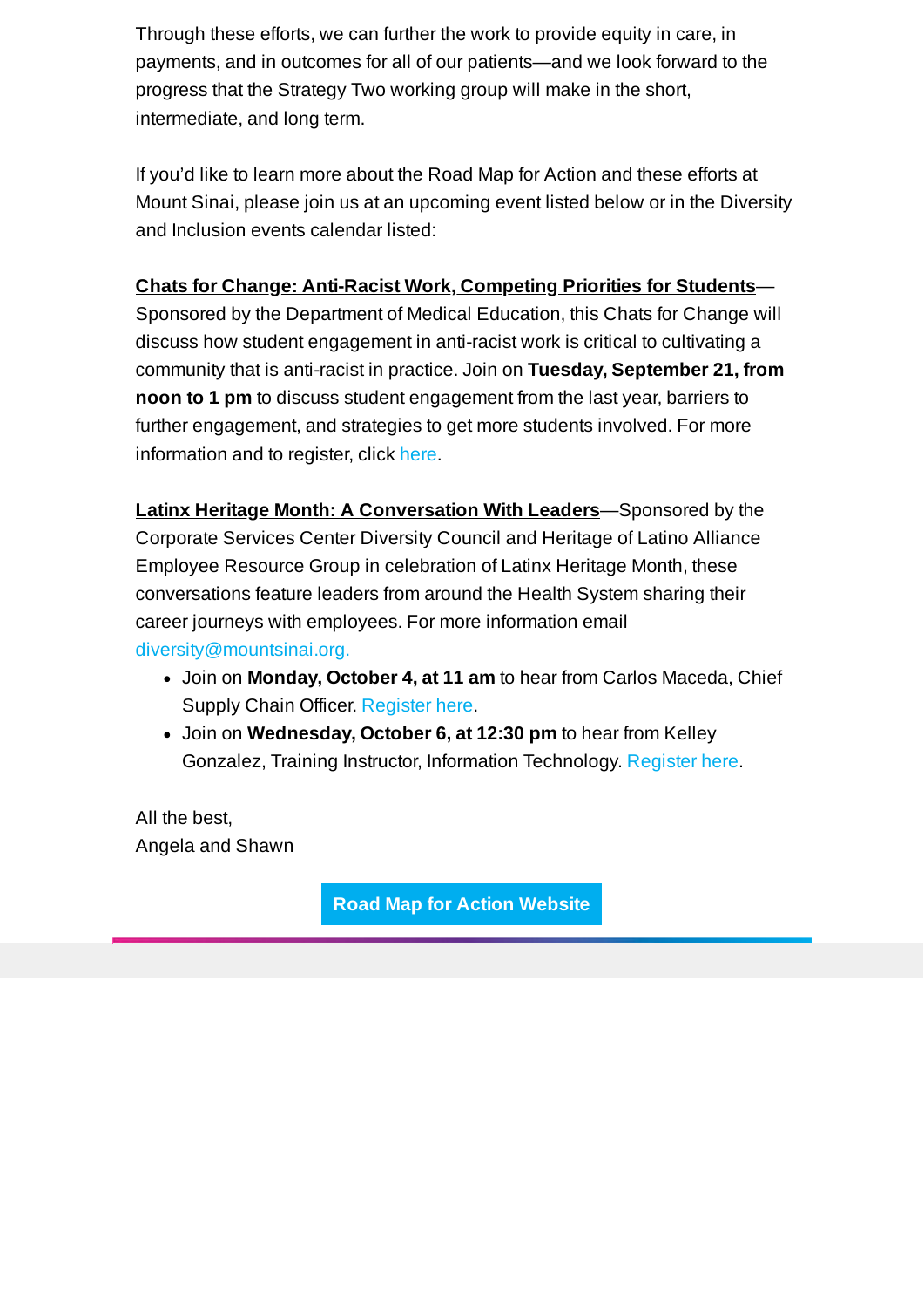Through these efforts, we can further the work to provide equity in care, in payments, and in outcomes for all of our patients—and we look forward to the progress that the Strategy Two working group will make in the short, intermediate, and long term.

If you'd like to learn more about the Road Map for Action and these efforts at Mount Sinai, please join us at an upcoming event listed below or in the Diversity and Inclusion events calendar listed:

**Chats for Change: Anti-Racist Work, Competing Priorities for Students**—Sponsored by the Department of Medical Education, this Chats for Change will discuss how student engagement in anti-racist work is critical to cultivating a community that is anti-racist in practice. Join on **Tuesday, September 21, from noon to 1 pm** to discuss student engagement from the last year, barriers to further engagement, and strategies to get more students involved. For more information and to register, click here.

**Latinx Heritage Month: A Conversation With Leaders**—Sponsored by the Corporate Services Center Diversity Council and Heritage of Latino Alliance Employee Resource Group in celebration of Latinx Heritage Month, these conversations feature leaders from around the Health System sharing their career journeys with employees. For more information email diversity@mountsinai.org.

- Join on **Monday, October 4, at 11 am** to hear from Carlos Maceda, Chief Supply Chain Officer. Register here.
- Join on **Wednesday, October 6, at 12:30 pm** to hear from Kelley Gonzalez, Training Instructor, Information Technology. Register here.

All the best,
Angela and Shawn

**Road Map for Action Website**